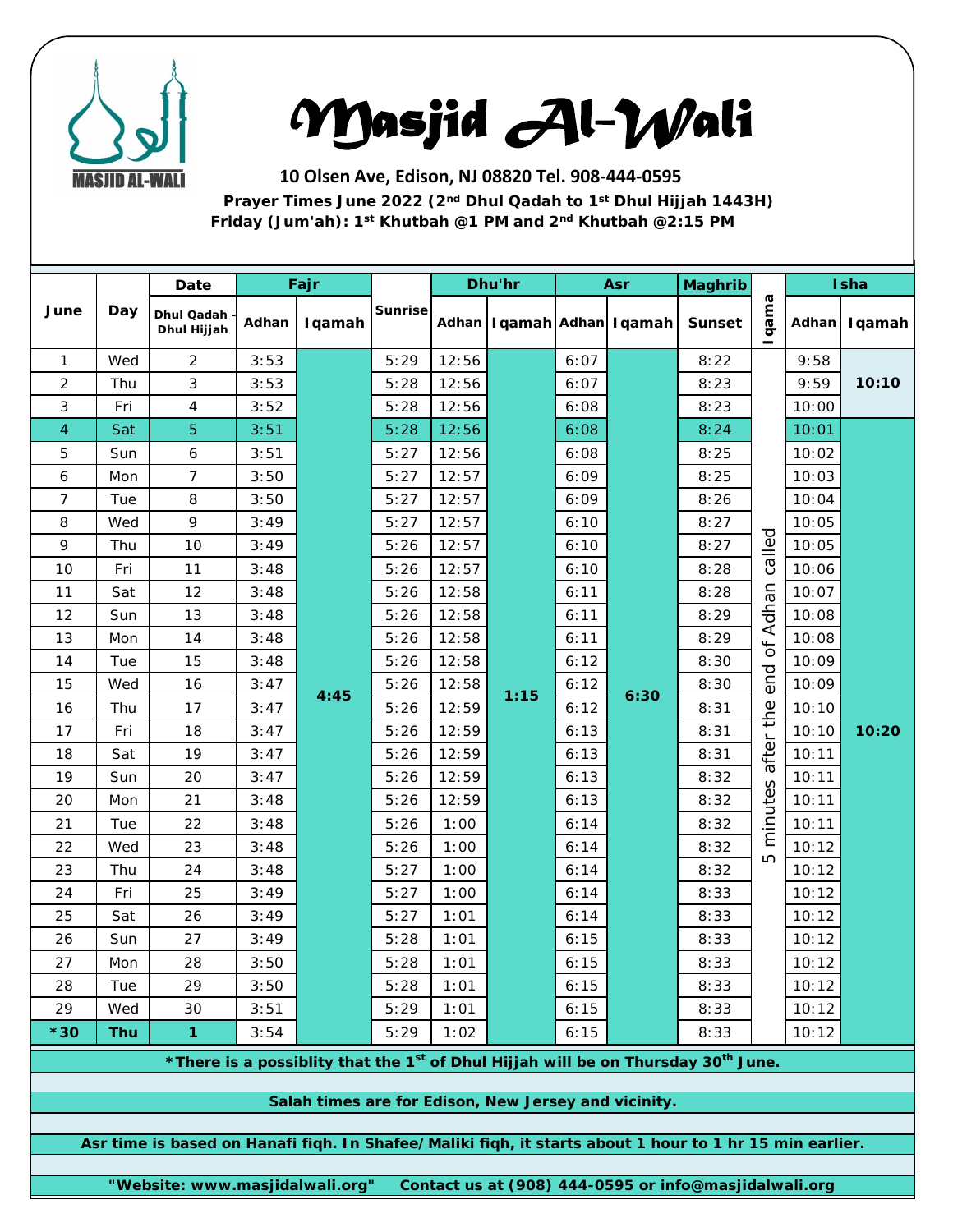# Masjid Al-Wali

**10 Olsen Ave, Edison, NJ 08820 Tel. 908-444-0595**

**Prayer Times June 2022 (2nd Dhul Qadah to 1st Dhul Hijjah 1443H)**

**Friday (Jum'ah): 1st Khutbah @1 PM and 2nd Khutbah @2:15 PM**

| June | Day | Date | Fajr | | Sunrise | Dhu'hr | | Asr | | Maghrib | Iqama | Isha | |
|---|---|---|---|---|---|---|---|---|---|---|---|---|---|
| | | Dhul Qadah - Dhul Hijjah | Adhan | Iqamah | | Adhan | Iqamah | Adhan | Iqamah | Sunset | | Adhan | Iqamah |
| 1 | Wed | 2 | 3:53 | 4:45 | 5:29 | 12:56 | 1:15 | 6:07 | 6:30 | 8:22 | 5 minutes after the end of Adhan called | 9:58 | 10:10 |
| 2 | Thu | 3 | 3:53 | | 5:28 | 12:56 | | 6:07 | | 8:23 | | 9:59 | |
| 3 | Fri | 4 | 3:52 | | 5:28 | 12:56 | | 6:08 | | 8:23 | | 10:00 | |
| 4 | Sat | 5 | 3:51 | | 5:28 | 12:56 | | 6:08 | | 8:24 | | 10:01 | 10:20 |
| 5 | Sun | 6 | 3:51 | | 5:27 | 12:56 | | 6:08 | | 8:25 | | 10:02 | |
| 6 | Mon | 7 | 3:50 | | 5:27 | 12:57 | | 6:09 | | 8:25 | | 10:03 | |
| 7 | Tue | 8 | 3:50 | | 5:27 | 12:57 | | 6:09 | | 8:26 | | 10:04 | |
| 8 | Wed | 9 | 3:49 | | 5:27 | 12:57 | | 6:10 | | 8:27 | | 10:05 | |
| 9 | Thu | 10 | 3:49 | | 5:26 | 12:57 | | 6:10 | | 8:27 | | 10:05 | |
| 10 | Fri | 11 | 3:48 | | 5:26 | 12:57 | | 6:10 | | 8:28 | | 10:06 | |
| 11 | Sat | 12 | 3:48 | | 5:26 | 12:58 | | 6:11 | | 8:28 | | 10:07 | |
| 12 | Sun | 13 | 3:48 | | 5:26 | 12:58 | | 6:11 | | 8:29 | | 10:08 | |
| 13 | Mon | 14 | 3:48 | | 5:26 | 12:58 | | 6:11 | | 8:29 | | 10:08 | |
| 14 | Tue | 15 | 3:48 | | 5:26 | 12:58 | | 6:12 | | 8:30 | | 10:09 | |
| 15 | Wed | 16 | 3:47 | | 5:26 | 12:58 | | 6:12 | | 8:30 | | 10:09 | |
| 16 | Thu | 17 | 3:47 | | 5:26 | 12:59 | | 6:12 | | 8:31 | | 10:10 | |
| 17 | Fri | 18 | 3:47 | | 5:26 | 12:59 | | 6:13 | | 8:31 | | 10:10 | |
| 18 | Sat | 19 | 3:47 | | 5:26 | 12:59 | | 6:13 | | 8:31 | | 10:11 | |
| 19 | Sun | 20 | 3:47 | | 5:26 | 12:59 | | 6:13 | | 8:32 | | 10:11 | |
| 20 | Mon | 21 | 3:48 | | 5:26 | 12:59 | | 6:13 | | 8:32 | | 10:11 | |
| 21 | Tue | 22 | 3:48 | | 5:26 | 1:00 | | 6:14 | | 8:32 | | 10:11 | |
| 22 | Wed | 23 | 3:48 | | 5:26 | 1:00 | | 6:14 | | 8:32 | | 10:12 | |
| 23 | Thu | 24 | 3:48 | | 5:27 | 1:00 | | 6:14 | | 8:32 | | 10:12 | |
| 24 | Fri | 25 | 3:49 | | 5:27 | 1:00 | | 6:14 | | 8:33 | | 10:12 | |
| 25 | Sat | 26 | 3:49 | | 5:27 | 1:01 | | 6:14 | | 8:33 | | 10:12 | |
| 26 | Sun | 27 | 3:49 | | 5:28 | 1:01 | | 6:15 | | 8:33 | | 10:12 | |
| 27 | Mon | 28 | 3:50 | | 5:28 | 1:01 | | 6:15 | | 8:33 | | 10:12 | |
| 28 | Tue | 29 | 3:50 | | 5:28 | 1:01 | | 6:15 | | 8:33 | | 10:12 | |
| 29 | Wed | 30 | 3:51 | | 5:29 | 1:01 | | 6:15 | | 8:33 | | 10:12 | |
| ***30** | **Thu** | **1** | 3:54 | | 5:29 | 1:02 | | 6:15 | | 8:33 | | 10:12 | |

**\*There is a possiblity that the 1st of Dhul Hijjah will be on Thursday 30th June.**

**Salah times are for Edison, New Jersey and vicinity.**

**Asr time is based on Hanafi fiqh. In Shafee/Maliki fiqh, it starts about 1 hour to 1 hr 15 min earlier.**

**"Website: www.masjidalwali.org"   Contact us at (908) 444-0595 or info@masjidalwali.org**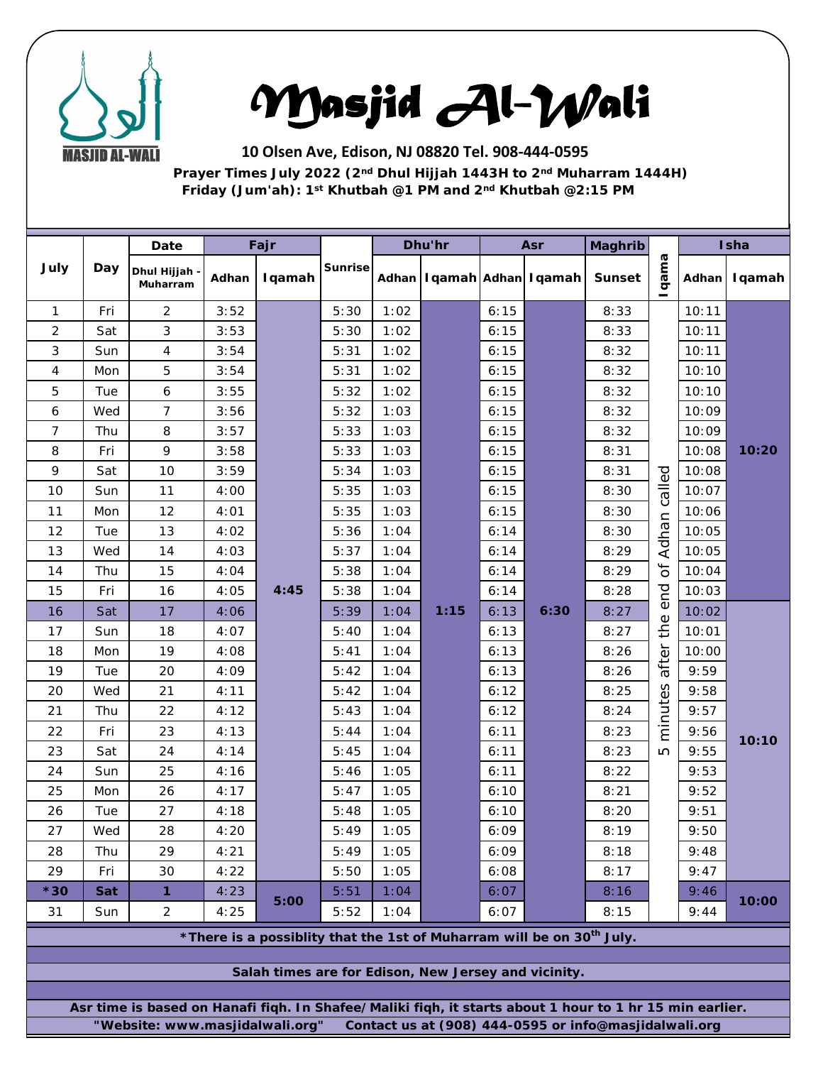# Masjid Al-Wali

**10 Olsen Ave, Edison, NJ 08820 Tel. 908-444-0595**

**Prayer Times July 2022 (2nd Dhul Hijjah 1443H to 2nd Muharram 1444H)**

**Friday (Jum'ah): 1st Khutbah @1 PM and 2nd Khutbah @2:15 PM**

| July | Day | Date | Fajr | | Sunrise | Dhu'hr | | Asr | | Maghrib | Iqama | Isha | |
|---|---|---|---|---|---|---|---|---|---|---|---|---|---|
| | | Dhul Hijjah - Muharram | Adhan | Iqamah | | Adhan | Iqamah | Adhan | Iqamah | Sunset | | Adhan | Iqamah |
| 1 | Fri | 2 | 3:52 | 4:45 | 5:30 | 1:02 | 1:15 | 6:15 | 6:30 | 8:33 | 5 minutes after the end of Adhan called | 10:11 | 10:20 |
| 2 | Sat | 3 | 3:53 | | 5:30 | 1:02 | | 6:15 | | 8:33 | | 10:11 | |
| 3 | Sun | 4 | 3:54 | | 5:31 | 1:02 | | 6:15 | | 8:32 | | 10:11 | |
| 4 | Mon | 5 | 3:54 | | 5:31 | 1:02 | | 6:15 | | 8:32 | | 10:10 | |
| 5 | Tue | 6 | 3:55 | | 5:32 | 1:02 | | 6:15 | | 8:32 | | 10:10 | |
| 6 | Wed | 7 | 3:56 | | 5:32 | 1:03 | | 6:15 | | 8:32 | | 10:09 | |
| 7 | Thu | 8 | 3:57 | | 5:33 | 1:03 | | 6:15 | | 8:32 | | 10:09 | |
| 8 | Fri | 9 | 3:58 | | 5:33 | 1:03 | | 6:15 | | 8:31 | | 10:08 | |
| 9 | Sat | 10 | 3:59 | | 5:34 | 1:03 | | 6:15 | | 8:31 | | 10:08 | |
| 10 | Sun | 11 | 4:00 | | 5:35 | 1:03 | | 6:15 | | 8:30 | | 10:07 | |
| 11 | Mon | 12 | 4:01 | | 5:35 | 1:03 | | 6:15 | | 8:30 | | 10:06 | |
| 12 | Tue | 13 | 4:02 | | 5:36 | 1:04 | | 6:14 | | 8:30 | | 10:05 | |
| 13 | Wed | 14 | 4:03 | | 5:37 | 1:04 | | 6:14 | | 8:29 | | 10:05 | |
| 14 | Thu | 15 | 4:04 | | 5:38 | 1:04 | | 6:14 | | 8:29 | | 10:04 | |
| 15 | Fri | 16 | 4:05 | | 5:38 | 1:04 | | 6:14 | | 8:28 | | 10:03 | |
| 16 | Sat | 17 | 4:06 | | 5:39 | 1:04 | | 6:13 | | 8:27 | | 10:02 | 10:10 |
| 17 | Sun | 18 | 4:07 | | 5:40 | 1:04 | | 6:13 | | 8:27 | | 10:01 | |
| 18 | Mon | 19 | 4:08 | | 5:41 | 1:04 | | 6:13 | | 8:26 | | 10:00 | |
| 19 | Tue | 20 | 4:09 | | 5:42 | 1:04 | | 6:13 | | 8:26 | | 9:59 | |
| 20 | Wed | 21 | 4:11 | | 5:42 | 1:04 | | 6:12 | | 8:25 | | 9:58 | |
| 21 | Thu | 22 | 4:12 | | 5:43 | 1:04 | | 6:12 | | 8:24 | | 9:57 | |
| 22 | Fri | 23 | 4:13 | | 5:44 | 1:04 | | 6:11 | | 8:23 | | 9:56 | |
| 23 | Sat | 24 | 4:14 | | 5:45 | 1:04 | | 6:11 | | 8:23 | | 9:55 | |
| 24 | Sun | 25 | 4:16 | | 5:46 | 1:05 | | 6:11 | | 8:22 | | 9:53 | |
| 25 | Mon | 26 | 4:17 | | 5:47 | 1:05 | | 6:10 | | 8:21 | | 9:52 | |
| 26 | Tue | 27 | 4:18 | | 5:48 | 1:05 | | 6:10 | | 8:20 | | 9:51 | |
| 27 | Wed | 28 | 4:20 | | 5:49 | 1:05 | | 6:09 | | 8:19 | | 9:50 | |
| 28 | Thu | 29 | 4:21 | | 5:49 | 1:05 | | 6:09 | | 8:18 | | 9:48 | |
| 29 | Fri | 30 | 4:22 | | 5:50 | 1:05 | | 6:08 | | 8:17 | | 9:47 | |
| *30 | Sat | 1 | 4:23 | 5:00 | 5:51 | 1:04 | | 6:07 | | 8:16 | | 9:46 | 10:00 |
| 31 | Sun | 2 | 4:25 | | 5:52 | 1:04 | | 6:07 | | 8:15 | | 9:44 | |

***There is a possiblity that the 1st of Muharram will be on 30th July.**

**Salah times are for Edison, New Jersey and vicinity.**

**Asr time is based on Hanafi fiqh. In Shafee/Maliki fiqh, it starts about 1 hour to 1 hr 15 min earlier.**

**"Website: www.masjidalwali.org" Contact us at (908) 444-0595 or info@masjidalwali.org**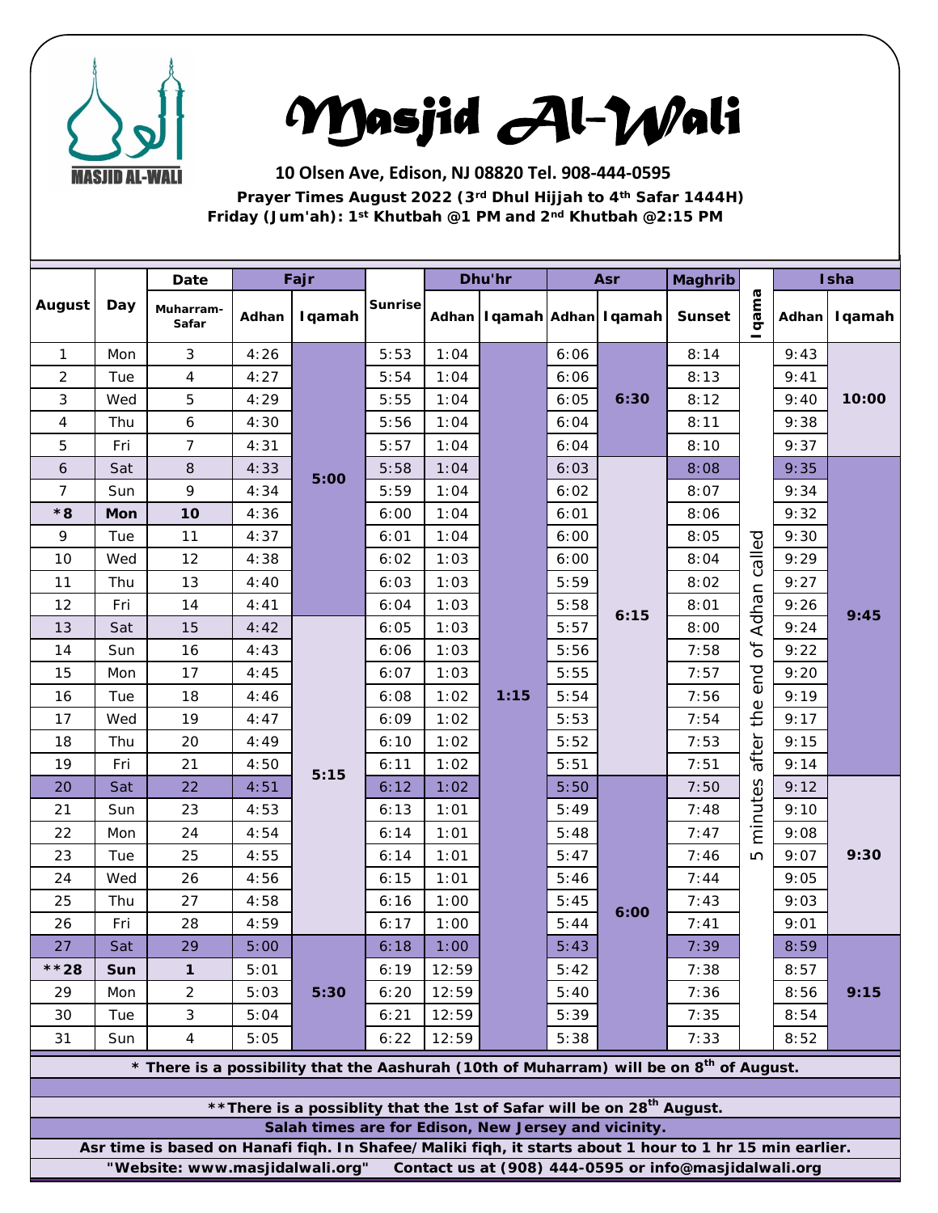MASJID AL-WALI

# Masjid Al-Wali

**10 Olsen Ave, Edison, NJ 08820 Tel. 908-444-0595**

**Prayer Times August 2022 (3rd Dhul Hijjah to 4th Safar 1444H)**

**Friday (Jum'ah): 1st Khutbah @1 PM and 2nd Khutbah @2:15 PM**

| August | Day | Date Muharram-Safar | Fajr Adhan | Fajr Iqamah | Sunrise | Dhu'hr Adhan | Dhu'hr Iqamah | Asr Adhan | Asr Iqamah | Maghrib Sunset | Iqama | Isha Adhan | Isha Iqamah |
|---|---|---|---|---|---|---|---|---|---|---|---|---|---|
| 1 | Mon | 3 | 4:26 | 5:00 | 5:53 | 1:04 | 1:15 | 6:06 | 6:30 | 8:14 | 5 minutes after the end of Adhan called | 9:43 | 10:00 |
| 2 | Tue | 4 | 4:27 | 5:00 | 5:54 | 1:04 | 1:15 | 6:06 | 6:30 | 8:13 | | 9:41 | 10:00 |
| 3 | Wed | 5 | 4:29 | 5:00 | 5:55 | 1:04 | 1:15 | 6:05 | 6:30 | 8:12 | | 9:40 | 10:00 |
| 4 | Thu | 6 | 4:30 | 5:00 | 5:56 | 1:04 | 1:15 | 6:04 | 6:30 | 8:11 | | 9:38 | 10:00 |
| 5 | Fri | 7 | 4:31 | 5:00 | 5:57 | 1:04 | 1:15 | 6:04 | 6:30 | 8:10 | | 9:37 | 10:00 |
| 6 | Sat | 8 | 4:33 | 5:00 | 5:58 | 1:04 | 1:15 | 6:03 | 6:15 | 8:08 | | 9:35 | 9:45 |
| 7 | Sun | 9 | 4:34 | 5:00 | 5:59 | 1:04 | 1:15 | 6:02 | 6:15 | 8:07 | | 9:34 | 9:45 |
| *8 | **Mon** | **10** | 4:36 | 5:00 | 6:00 | 1:04 | 1:15 | 6:01 | 6:15 | 8:06 | | 9:32 | 9:45 |
| 9 | Tue | 11 | 4:37 | 5:00 | 6:01 | 1:04 | 1:15 | 6:00 | 6:15 | 8:05 | | 9:30 | 9:45 |
| 10 | Wed | 12 | 4:38 | 5:00 | 6:02 | 1:03 | 1:15 | 6:00 | 6:15 | 8:04 | | 9:29 | 9:45 |
| 11 | Thu | 13 | 4:40 | 5:00 | 6:03 | 1:03 | 1:15 | 5:59 | 6:15 | 8:02 | | 9:27 | 9:45 |
| 12 | Fri | 14 | 4:41 | 5:00 | 6:04 | 1:03 | 1:15 | 5:58 | 6:15 | 8:01 | | 9:26 | 9:45 |
| 13 | Sat | 15 | 4:42 | 5:15 | 6:05 | 1:03 | 1:15 | 5:57 | 6:15 | 8:00 | | 9:24 | 9:45 |
| 14 | Sun | 16 | 4:43 | 5:15 | 6:06 | 1:03 | 1:15 | 5:56 | 6:15 | 7:58 | | 9:22 | 9:45 |
| 15 | Mon | 17 | 4:45 | 5:15 | 6:07 | 1:03 | 1:15 | 5:55 | 6:15 | 7:57 | | 9:20 | 9:45 |
| 16 | Tue | 18 | 4:46 | 5:15 | 6:08 | 1:02 | 1:15 | 5:54 | 6:15 | 7:56 | | 9:19 | 9:45 |
| 17 | Wed | 19 | 4:47 | 5:15 | 6:09 | 1:02 | 1:15 | 5:53 | 6:15 | 7:54 | | 9:17 | 9:45 |
| 18 | Thu | 20 | 4:49 | 5:15 | 6:10 | 1:02 | 1:15 | 5:52 | 6:15 | 7:53 | | 9:15 | 9:45 |
| 19 | Fri | 21 | 4:50 | 5:15 | 6:11 | 1:02 | 1:15 | 5:51 | 6:15 | 7:51 | | 9:14 | 9:45 |
| 20 | Sat | 22 | 4:51 | 5:15 | 6:12 | 1:02 | 1:15 | 5:50 | 6:00 | 7:50 | | 9:12 | 9:30 |
| 21 | Sun | 23 | 4:53 | 5:15 | 6:13 | 1:01 | 1:15 | 5:49 | 6:00 | 7:48 | | 9:10 | 9:30 |
| 22 | Mon | 24 | 4:54 | 5:15 | 6:14 | 1:01 | 1:15 | 5:48 | 6:00 | 7:47 | | 9:08 | 9:30 |
| 23 | Tue | 25 | 4:55 | 5:15 | 6:14 | 1:01 | 1:15 | 5:47 | 6:00 | 7:46 | | 9:07 | 9:30 |
| 24 | Wed | 26 | 4:56 | 5:15 | 6:15 | 1:01 | 1:15 | 5:46 | 6:00 | 7:44 | | 9:05 | 9:30 |
| 25 | Thu | 27 | 4:58 | 5:15 | 6:16 | 1:00 | 1:15 | 5:45 | 6:00 | 7:43 | | 9:03 | 9:30 |
| 26 | Fri | 28 | 4:59 | 5:15 | 6:17 | 1:00 | 1:15 | 5:44 | 6:00 | 7:41 | | 9:01 | 9:30 |
| 27 | Sat | 29 | 5:00 | 5:30 | 6:18 | 1:00 | 1:15 | 5:43 | 6:00 | 7:39 | | 8:59 | 9:15 |
| **28 | **Sun** | **1** | 5:01 | 5:30 | 6:19 | 12:59 | 1:15 | 5:42 | 6:00 | 7:38 | | 8:57 | 9:15 |
| 29 | Mon | 2 | 5:03 | 5:30 | 6:20 | 12:59 | 1:15 | 5:40 | 6:00 | 7:36 | | 8:56 | 9:15 |
| 30 | Tue | 3 | 5:04 | 5:30 | 6:21 | 12:59 | 1:15 | 5:39 | 6:00 | 7:35 | | 8:54 | 9:15 |
| 31 | Sun | 4 | 5:05 | 5:30 | 6:22 | 12:59 | 1:15 | 5:38 | 6:00 | 7:33 | | 8:52 | 9:15 |

**\* There is a possibility that the Aashurah (10th of Muharram) will be on 8th of August.**

**\*\*There is a possiblity that the 1st of Safar will be on 28th August.**

**Salah times are for Edison, New Jersey and vicinity.**

**Asr time is based on Hanafi fiqh. In Shafee/Maliki fiqh, it starts about 1 hour to 1 hr 15 min earlier.**

**"Website: www.masjidalwali.org" Contact us at (908) 444-0595 or info@masjidalwali.org**